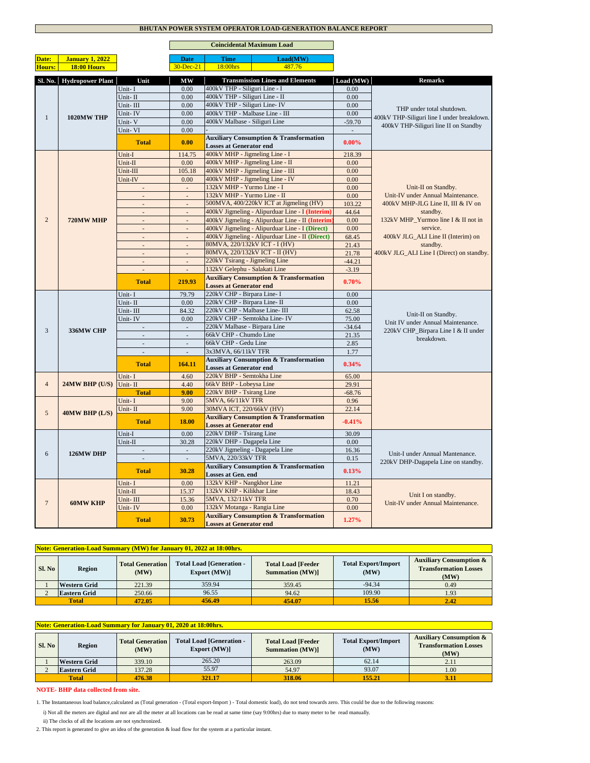# BHUTAN POWER SYSTEM OPERATOR LOAD-GENERATION BALANCE REPORT

| Date: | January 1, 2022 |
|---|---|
| Hours: | 18:00 Hours |

**Coincidental Maximum Load**

| Date | Time | Load(MW) |
|---|---|---|
| 30-Dec-21 | 18:00hrs | 487.76 |

| Sl. No. | Hydropower Plant | Unit | MW | Transmission Lines and Elements | Load (MW) | Remarks |
|---|---|---|---|---|---|---|
| 1 | 1020MW THP | Unit- I | 0.00 | 400kV THP - Siliguri Line - I | 0.00 | THP under total shutdown. 400kV THP-Siliguri line I under breakdown. 400kV THP-Siliguri line II on Standby |
| | | Unit- II | 0.00 | 400kV THP - Siliguri Line - II | 0.00 | |
| | | Unit- III | 0.00 | 400kV THP - Siliguri Line- IV | 0.00 | |
| | | Unit- IV | 0.00 | 400kV THP - Malbase Line - III | 0.00 | |
| | | Unit- V | 0.00 | 400kV Malbase - Siliguri Line | -59.70 | |
| | | Unit- VI | 0.00 | - | - | |
| | | **Total** | **0.00** | **Auxiliary Consumption & Transformation Losses at Generator end** | **0.00%** | |
| 2 | 720MW MHP | Unit-I | 114.75 | 400kV MHP - Jigmeling Line - I | 218.39 | Unit-II on Standby. Unit-IV under Annual Maintenance. 400kV MHP-JLG Line II, III & IV on standby. 132kV MHP_Yurmoo line I & II not in service. 400kV JLG_ALI Line II (Interim) on standby. 400kV JLG_ALI Line I (Direct) on standby. |
| | | Unit-II | 0.00 | 400kV MHP - Jigmeling Line - II | 0.00 | |
| | | Unit-III | 105.18 | 400kV MHP - Jigmeling Line - III | 0.00 | |
| | | Unit-IV | 0.00 | 400kV MHP - Jigmeling Line - IV | 0.00 | |
| | | - | - | 132kV MHP - Yurmo Line - I | 0.00 | |
| | | - | - | 132kV MHP - Yurmo Line - II | 0.00 | |
| | | - | - | 500MVA, 400/220kV ICT at Jigmeling (HV) | 103.22 | |
| | | - | - | 400kV Jigmeling - Alipurduar Line - I (Interim) | 44.64 | |
| | | - | - | 400kV Jigmeling - Alipurduar Line - II (Interim) | 0.00 | |
| | | - | - | 400kV Jigmeling - Alipurduar Line - I (Direct) | 0.00 | |
| | | - | - | 400kV Jigmeling - Alipurduar Line - II (Direct) | 68.45 | |
| | | - | - | 80MVA, 220/132kV ICT - I (HV) | 21.43 | |
| | | - | - | 80MVA, 220/132kV ICT - II (HV) | 21.78 | |
| | | - | - | 220kV Tsirang - Jigmeling Line | -44.21 | |
| | | - | - | 132kV Gelephu - Salakati Line | -3.19 | |
| | | **Total** | **219.93** | **Auxiliary Consumption & Transformation Losses at Generator end** | **0.70%** | |
| 3 | 336MW CHP | Unit- I | 79.79 | 220kV CHP - Birpara Line- I | 0.00 | Unit-II on Standby. Unit IV under Annual Maintenance. 220kV CHP_Birpara Line I & II under breakdown. |
| | | Unit- II | 0.00 | 220kV CHP - Birpara Line- II | 0.00 | |
| | | Unit- III | 84.32 | 220kV CHP - Malbase Line- III | 62.58 | |
| | | Unit- IV | 0.00 | 220kV CHP - Semtokha Line- IV | 75.00 | |
| | | - | - | 220kV Malbase - Birpara Line | -34.64 | |
| | | - | - | 66kV CHP - Chumdo Line | 21.35 | |
| | | - | - | 66kV CHP - Gedu Line | 2.85 | |
| | | - | - | 3x3MVA, 66/11kV TFR | 1.77 | |
| | | **Total** | **164.11** | **Auxiliary Consumption & Transformation Losses at Generator end** | **0.34%** | |
| 4 | 24MW BHP (U/S) | Unit- I | 4.60 | 220kV BHP - Semtokha Line | 65.00 | |
| | | Unit- II | 4.40 | 66kV BHP - Lobeysa Line | 29.91 | |
| | | **Total** | **9.00** | 220kV BHP - Tsirang Line | -68.76 | |
| 5 | 40MW BHP (L/S) | Unit- I | 9.00 | 5MVA, 66/11kV TFR | 0.96 | |
| | | Unit- II | 9.00 | 30MVA ICT, 220/66kV (HV) | 22.14 | |
| | | **Total** | **18.00** | **Auxiliary Consumption & Transformation Losses at Generator end** | **-0.41%** | |
| 6 | 126MW DHP | Unit-I | 0.00 | 220kV DHP - Tsirang Line | 30.09 | Unit-I under Annual Mantenance. 220kV DHP-Dagapela Line on standby. |
| | | Unit-II | 30.28 | 220kV DHP - Dagapela Line | 0.00 | |
| | | - | - | 220kV Jigmeling - Dagapela Line | 16.36 | |
| | | - | - | 5MVA, 220/33kV TFR | 0.15 | |
| | | **Total** | **30.28** | **Auxiliary Consumption & Transformation Losses at Gen. end** | **0.13%** | |
| 7 | 60MW KHP | Unit- I | 0.00 | 132kV KHP - Nangkhor Line | 11.21 | Unit I on standby. Unit-IV under Annual Maintenance. |
| | | Unit-II | 15.37 | 132kV KHP - Kilikhar Line | 18.43 | |
| | | Unit- III | 15.36 | 5MVA, 132/11kV TFR | 0.70 | |
| | | Unit- IV | 0.00 | 132kV Motanga - Rangia Line | 0.00 | |
| | | **Total** | **30.73** | **Auxiliary Consumption & Transformation Losses at Generator end** | **1.27%** | |

**Note: Generation-Load Summary (MW) for January 01, 2022 at 18:00hrs.**

| Sl. No | Region | Total Generation (MW) | Total Load [Generation - Export (MW)] | Total Load [Feeder Summation (MW)] | Total Export/Import (MW) | Auxiliary Consumption & Transformation Losses (MW) |
|---|---|---|---|---|---|---|
| 1 | Western Grid | 221.39 | 359.94 | 359.45 | -94.34 | 0.49 |
| 2 | Eastern Grid | 250.66 | 96.55 | 94.62 | 109.90 | 1.93 |
| **Total** | | **472.05** | **456.49** | **454.07** | **15.56** | **2.42** |

**Note: Generation-Load Summary for January 01, 2020 at 18:00hrs.**

| Sl. No | Region | Total Generation (MW) | Total Load [Generation - Export (MW)] | Total Load [Feeder Summation (MW)] | Total Export/Import (MW) | Auxiliary Consumption & Transformation Losses (MW) |
|---|---|---|---|---|---|---|
| 1 | Western Grid | 339.10 | 265.20 | 263.09 | 62.14 | 2.11 |
| 2 | Eastern Grid | 137.28 | 55.97 | 54.97 | 93.07 | 1.00 |
| **Total** | | **476.38** | **321.17** | **318.06** | **155.21** | **3.11** |

**NOTE- BHP data collected from site.**

1. The Instantaneous load balance,calculated as (Total generation - (Total export-Import ) - Total domestic load), do not tend towards zero. This could be due to the following reasons:

   i) Not all the meters are digital and nor are all the meter at all locations can be read at same time (say 9:00hrs) due to many meter to be read manually.

   ii) The clocks of all the locations are not synchronized.

2. This report is generated to give an idea of the generation & load flow for the system at a particular instant.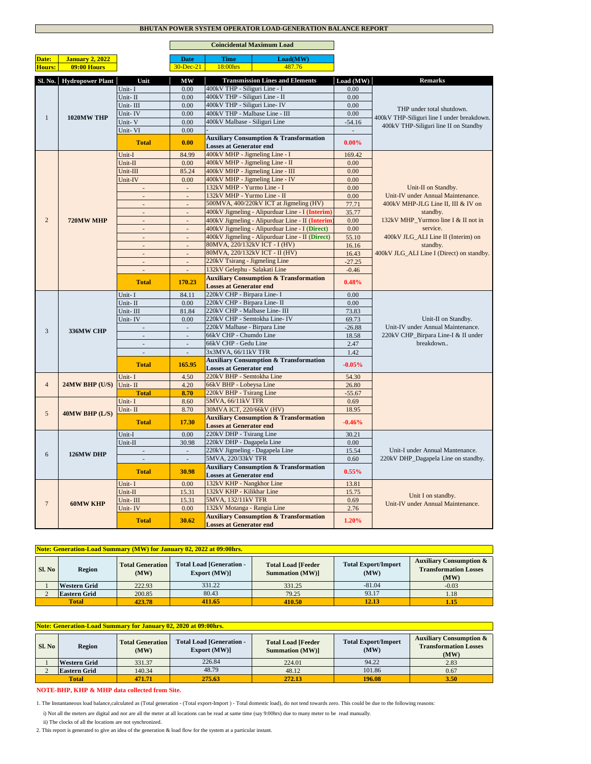# BHUTAN POWER SYSTEM OPERATOR LOAD-GENERATION BALANCE REPORT

| Coincidental Maximum Load | | |
|---|---|---|
| **Date** | **Time** | **Load(MW)** |
| 30-Dec-21 | 18:00hrs | 487.76 |

**Date:** January 2, 2022
**Hours:** 09:00 Hours

| Sl. No. | Hydropower Plant | Unit | MW | Transmission Lines and Elements | Load (MW) | Remarks |
|---|---|---|---|---|---|---|
| 1 | 1020MW THP | Unit- I | 0.00 | 400kV THP - Siliguri Line - I | 0.00 | THP under total shutdown. 400kV THP-Siliguri line I under breakdown. 400kV THP-Siliguri line II on Standby |
| | | Unit- II | 0.00 | 400kV THP - Siliguri Line - II | 0.00 | |
| | | Unit- III | 0.00 | 400kV THP - Siliguri Line- IV | 0.00 | |
| | | Unit- IV | 0.00 | 400kV THP - Malbase Line - III | 0.00 | |
| | | Unit- V | 0.00 | 400kV Malbase - Siliguri Line | -54.16 | |
| | | Unit- VI | 0.00 | - | - | |
| | | **Total** | **0.00** | **Auxiliary Consumption & Transformation Losses at Generator end** | **0.00%** | |
| 2 | 720MW MHP | Unit-I | 84.99 | 400kV MHP - Jigmeling Line - I | 169.42 | Unit-II on Standby. Unit-IV under Annual Maintenance. 400kV MHP-JLG Line II, III & IV on standby. 132kV MHP_Yurmoo line I & II not in service. 400kV JLG_ALI Line II (Interim) on standby. 400kV JLG_ALI Line I (Direct) on standby. |
| | | Unit-II | 0.00 | 400kV MHP - Jigmeling Line - II | 0.00 | |
| | | Unit-III | 85.24 | 400kV MHP - Jigmeling Line - III | 0.00 | |
| | | Unit-IV | 0.00 | 400kV MHP - Jigmeling Line - IV | 0.00 | |
| | | - | - | 132kV MHP - Yurmo Line - I | 0.00 | |
| | | - | - | 132kV MHP - Yurmo Line - II | 0.00 | |
| | | - | - | 500MVA, 400/220kV ICT at Jigmeling (HV) | 77.71 | |
| | | - | - | 400kV Jigmeling - Alipurduar Line - I **(Interim)** | 35.77 | |
| | | - | - | 400kV Jigmeling - Alipurduar Line - II **(Interim)** | 0.00 | |
| | | - | - | 400kV Jigmeling - Alipurduar Line - I **(Direct)** | 0.00 | |
| | | - | - | 400kV Jigmeling - Alipurduar Line - II **(Direct)** | 55.10 | |
| | | - | - | 80MVA, 220/132kV ICT - I (HV) | 16.16 | |
| | | - | - | 80MVA, 220/132kV ICT - II (HV) | 16.43 | |
| | | - | - | 220kV Tsirang - Jigmeling Line | -27.25 | |
| | | - | - | 132kV Gelephu - Salakati Line | -0.46 | |
| | | **Total** | **170.23** | **Auxiliary Consumption & Transformation Losses at Generator end** | **0.48%** | |
| 3 | 336MW CHP | Unit- I | 84.11 | 220kV CHP - Birpara Line- I | 0.00 | Unit-II on Standby. Unit-IV under Annual Maintenance. 220kV CHP_Birpara Line-I & II under breakdown.. |
| | | Unit- II | 0.00 | 220kV CHP - Birpara Line- II | 0.00 | |
| | | Unit- III | 81.84 | 220kV CHP - Malbase Line- III | 73.83 | |
| | | Unit- IV | 0.00 | 220kV CHP - Semtokha Line- IV | 69.73 | |
| | | - | - | 220kV Malbase - Birpara Line | -26.88 | |
| | | - | - | 66kV CHP - Chumdo Line | 18.58 | |
| | | - | - | 66kV CHP - Gedu Line | 2.47 | |
| | | - | - | 3x3MVA, 66/11kV TFR | 1.42 | |
| | | **Total** | **165.95** | **Auxiliary Consumption & Transformation Losses at Generator end** | **-0.05%** | |
| 4 | 24MW BHP (U/S) | Unit- I | 4.50 | 220kV BHP - Semtokha Line | 54.30 | |
| | | Unit- II | 4.20 | 66kV BHP - Lobeysa Line | 26.80 | |
| | | **Total** | **8.70** | 220kV BHP - Tsirang Line | -55.67 | |
| 5 | 40MW BHP (L/S) | Unit- I | 8.60 | 5MVA, 66/11kV TFR | 0.69 | |
| | | Unit- II | 8.70 | 30MVA ICT, 220/66kV (HV) | 18.95 | |
| | | **Total** | **17.30** | **Auxiliary Consumption & Transformation Losses at Generator end** | **-0.46%** | |
| 6 | 126MW DHP | Unit-I | 0.00 | 220kV DHP - Tsirang Line | 30.21 | Unit-I under Annual Mantenance. 220kV DHP_Dagapela Line on standby. |
| | | Unit-II | 30.98 | 220kV DHP - Dagapela Line | 0.00 | |
| | | - | - | 220kV Jigmeling - Dagapela Line | 15.54 | |
| | | - | - | 5MVA, 220/33kV TFR | 0.60 | |
| | | **Total** | **30.98** | **Auxiliary Consumption & Transformation Losses at Generator end** | **0.55%** | |
| 7 | 60MW KHP | Unit- I | 0.00 | 132kV KHP - Nangkhor Line | 13.81 | Unit I on standby. Unit-IV under Annual Maintenance. |
| | | Unit-II | 15.31 | 132kV KHP - Kilikhar Line | 15.75 | |
| | | Unit- III | 15.31 | 5MVA, 132/11kV TFR | 0.69 | |
| | | Unit- IV | 0.00 | 132kV Motanga - Rangia Line | 2.76 | |
| | | **Total** | **30.62** | **Auxiliary Consumption & Transformation Losses at Generator end** | **1.20%** | |

**Note: Generation-Load Summary (MW) for January 02, 2022 at 09:00hrs.**

| Sl. No | Region | Total Generation (MW) | Total Load [Generation - Export (MW)] | Total Load [Feeder Summation (MW)] | Total Export/Import (MW) | Auxiliary Consumption & Transformation Losses (MW) |
|---|---|---|---|---|---|---|
| 1 | Western Grid | 222.93 | 331.22 | 331.25 | -81.04 | -0.03 |
| 2 | Eastern Grid | 200.85 | 80.43 | 79.25 | 93.17 | 1.18 |
| **Total** | | **423.78** | **411.65** | **410.50** | **12.13** | **1.15** |

**Note: Generation-Load Summary for January 02, 2020 at 09:00hrs.**

| Sl. No | Region | Total Generation (MW) | Total Load [Generation - Export (MW)] | Total Load [Feeder Summation (MW)] | Total Export/Import (MW) | Auxiliary Consumption & Transformation Losses (MW) |
|---|---|---|---|---|---|---|
| 1 | Western Grid | 331.37 | 226.84 | 224.01 | 94.22 | 2.83 |
| 2 | Eastern Grid | 140.34 | 48.79 | 48.12 | 101.86 | 0.67 |
| **Total** | | **471.71** | **275.63** | **272.13** | **196.08** | **3.50** |

**NOTE-BHP, KHP & MHP data collected from Site.**

1. The Instantaneous load balance,calculated as (Total generation - (Total export-Import ) - Total domestic load), do not tend towards zero. This could be due to the following reasons:

   i) Not all the meters are digital and nor are all the meter at all locations can be read at same time (say 9:00hrs) due to many meter to be read manually.

   ii) The clocks of all the locations are not synchronized.

2. This report is generated to give an idea of the generation & load flow for the system at a particular instant.